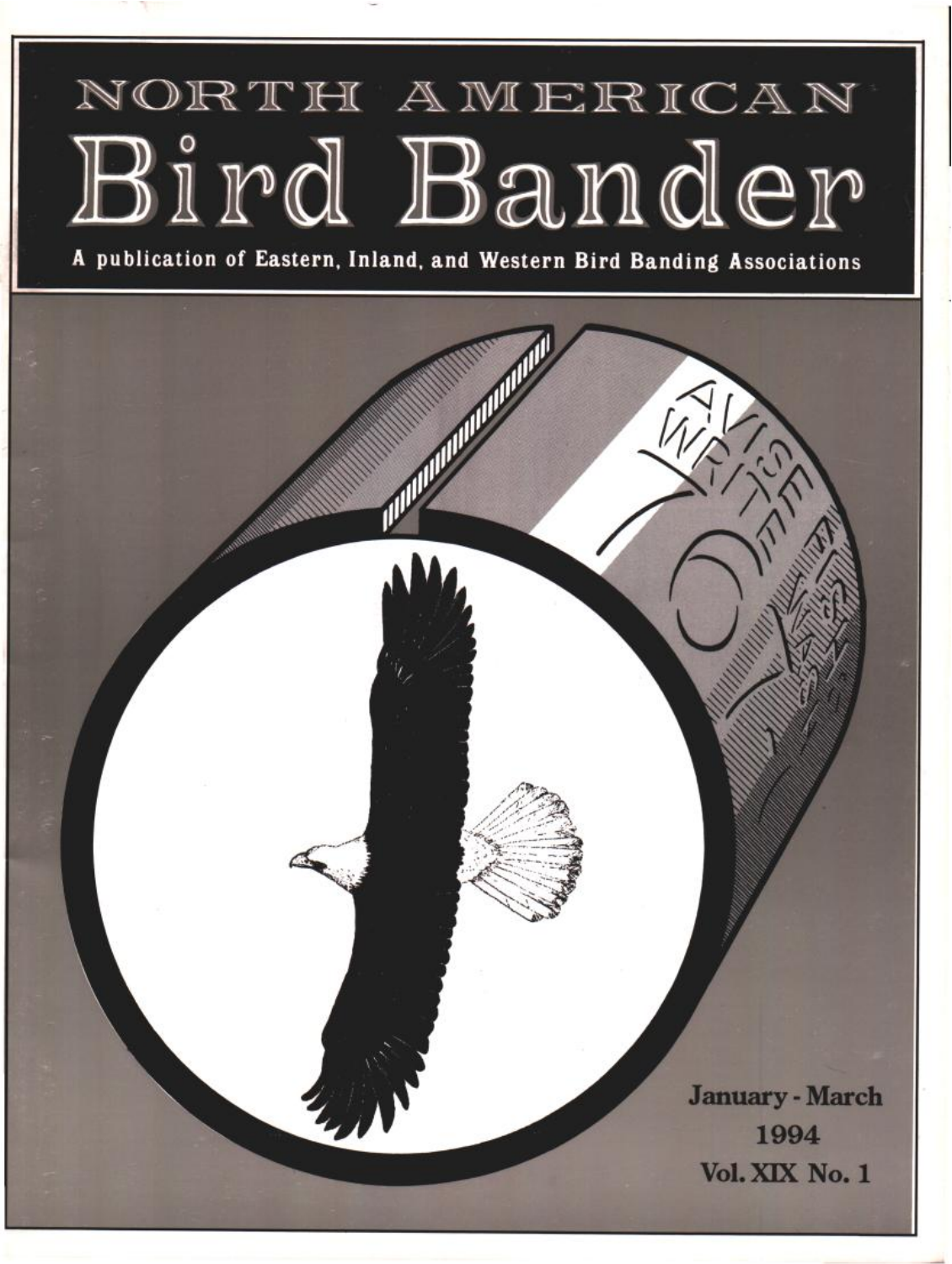# NORTH AMERICAN Bird Bander

A publication of Eastern, Inland, and Western Bird Banding Associations

January - March
1994
Vol. XIX No. 1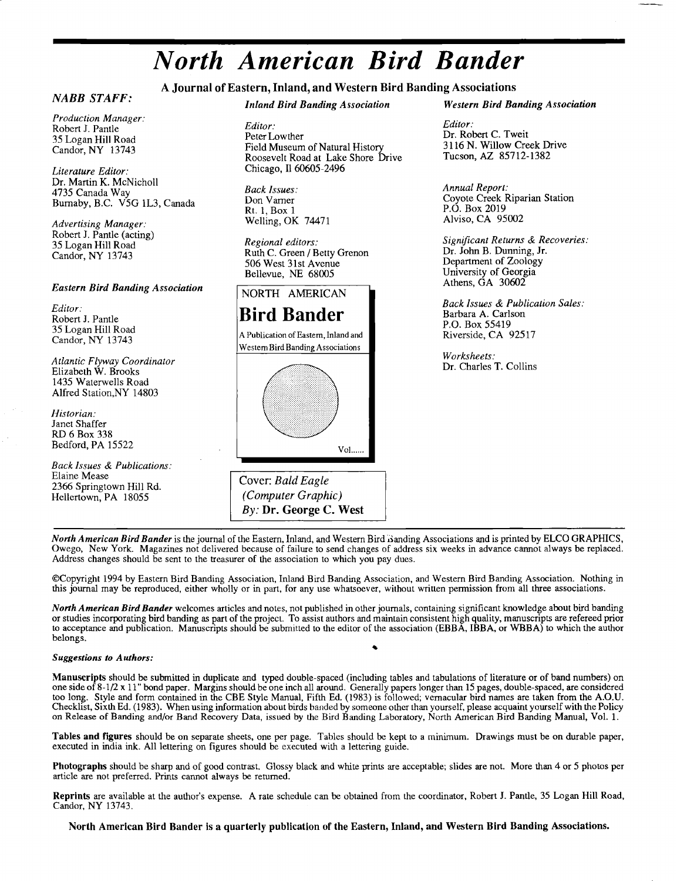# North American Bird Bander

**A Journal of Eastern, Inland, and Western Bird Banding Associations**

### *NABB STAFF:*

*Production Manager:*
Robert J. Pantle
35 Logan Hill Road
Candor, NY 13743

*Literature Editor:*
Dr. Martin K. McNicholl
4735 Canada Way
Burnaby, B.C. V5G 1L3, Canada

*Advertising Manager:*
Robert J. Pantle (acting)
35 Logan Hill Road
Candor, NY 13743

### *Eastern Bird Banding Association*

*Editor:*
Robert J. Pantle
35 Logan Hill Road
Candor, NY 13743

*Atlantic Flyway Coordinator*
Elizabeth W. Brooks
1435 Waterwells Road
Alfred Station, NY 14803

*Historian:*
Janet Shaffer
RD 6 Box 338
Bedford, PA 15522

*Back Issues & Publications:*
Elaine Mease
2366 Springtown Hill Rd.
Hellertown, PA 18055

### *Inland Bird Banding Association*

*Editor:*
Peter Lowther
Field Museum of Natural History
Roosevelt Road at Lake Shore Drive
Chicago, Il 60605-2496

*Back Issues:*
Don Varner
Rt. 1, Box 1
Welling, OK 74471

*Regional editors:*
Ruth C. Green / Betty Grenon
506 West 31st Avenue
Bellevue, NE 68005

NORTH AMERICAN
**Bird Bander**
A Publication of Eastern, Inland and Western Bird Banding Associations

Vol......

Cover: *Bald Eagle*
*(Computer Graphic)*
*By:* **Dr. George C. West**

### *Western Bird Banding Association*

*Editor:*
Dr. Robert C. Tweit
3116 N. Willow Creek Drive
Tucson, AZ 85712-1382

*Annual Report:*
Coyote Creek Riparian Station
P.O. Box 2019
Alviso, CA 95002

*Significant Returns & Recoveries:*
Dr. John B. Dunning, Jr.
Department of Zoology
University of Georgia
Athens, GA 30602

*Back Issues & Publication Sales:*
Barbara A. Carlson
P.O. Box 55419
Riverside, CA 92517

*Worksheets:*
Dr. Charles T. Collins

---

***North American Bird Bander*** is the journal of the Eastern, Inland, and Western Bird Banding Associations and is printed by ELCO GRAPHICS, Owego, New York. Magazines not delivered because of failure to send changes of address six weeks in advance cannot always be replaced. Address changes should be sent to the treasurer of the association to which you pay dues.

©Copyright 1994 by Eastern Bird Banding Association, Inland Bird Banding Association, and Western Bird Banding Association. Nothing in this journal may be reproduced, either wholly or in part, for any use whatsoever, without written permission from all three associations.

***North American Bird Bander*** welcomes articles and notes, not published in other journals, containing significant knowledge about bird banding or studies incorporating bird banding as part of the project. To assist authors and maintain consistent high quality, manuscripts are refereed prior to acceptance and publication. Manuscripts should be submitted to the editor of the association (EBBA, IBBA, or WBBA) to which the author belongs.

#### *Suggestions to Authors:*

**Manuscripts** should be submitted in duplicate and typed double-spaced (including tables and tabulations of literature or of band numbers) on one side of 8-1/2 x 11" bond paper. Margins should be one inch all around. Generally papers longer than 15 pages, double-spaced, are considered too long. Style and form contained in the CBE Style Manual, Fifth Ed. (1983) is followed; vernacular bird names are taken from the A.O.U. Checklist, Sixth Ed. (1983). When using information about birds banded by someone other than yourself, please acquaint yourself with the Policy on Release of Banding and/or Band Recovery Data, issued by the Bird Banding Laboratory, North American Bird Banding Manual, Vol. 1.

**Tables and figures** should be on separate sheets, one per page. Tables should be kept to a minimum. Drawings must be on durable paper, executed in india ink. All lettering on figures should be executed with a lettering guide.

**Photographs** should be sharp and of good contrast. Glossy black and white prints are acceptable; slides are not. More than 4 or 5 photos per article are not preferred. Prints cannot always be returned.

**Reprints** are available at the author's expense. A rate schedule can be obtained from the coordinator, Robert J. Pantle, 35 Logan Hill Road, Candor, NY 13743.

**North American Bird Bander is a quarterly publication of the Eastern, Inland, and Western Bird Banding Associations.**